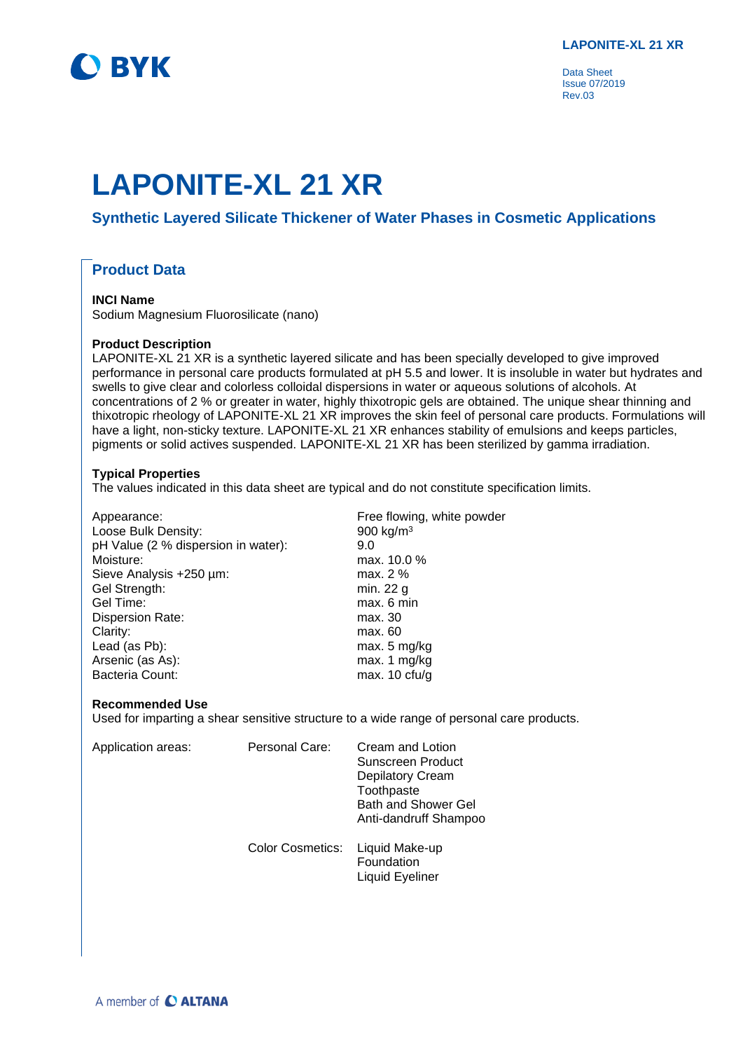# LAPONITE-XL 21 XR

## Synthetic Layered Silicate Thickener of Water Phases in Cosmetic Applications

## Product Data

**INCI Name**
Sodium Magnesium Fluorosilicate (nano)

**Product Description**
LAPONITE-XL 21 XR is a synthetic layered silicate and has been specially developed to give improved performance in personal care products formulated at pH 5.5 and lower. It is insoluble in water but hydrates and swells to give clear and colorless colloidal dispersions in water or aqueous solutions of alcohols. At concentrations of 2 % or greater in water, highly thixotropic gels are obtained. The unique shear thinning and thixotropic rheology of LAPONITE-XL 21 XR improves the skin feel of personal care products. Formulations will have a light, non-sticky texture. LAPONITE-XL 21 XR enhances stability of emulsions and keeps particles, pigments or solid actives suspended. LAPONITE-XL 21 XR has been sterilized by gamma irradiation.

**Typical Properties**
The values indicated in this data sheet are typical and do not constitute specification limits.

| | |
|---|---|
| Appearance: | Free flowing, white powder |
| Loose Bulk Density: | 900 kg/m³ |
| pH Value (2 % dispersion in water): | 9.0 |
| Moisture: | max. 10.0 % |
| Sieve Analysis +250 µm: | max. 2 % |
| Gel Strength: | min. 22 g |
| Gel Time: | max. 6 min |
| Dispersion Rate: | max. 30 |
| Clarity: | max. 60 |
| Lead (as Pb): | max. 5 mg/kg |
| Arsenic (as As): | max. 1 mg/kg |
| Bacteria Count: | max. 10 cfu/g |

**Recommended Use**
Used for imparting a shear sensitive structure to a wide range of personal care products.

| | | |
|---|---|---|
| Application areas: | Personal Care: | Cream and Lotion<br>Sunscreen Product<br>Depilatory Cream<br>Toothpaste<br>Bath and Shower Gel<br>Anti-dandruff Shampoo |
| | Color Cosmetics: | Liquid Make-up<br>Foundation<br>Liquid Eyeliner |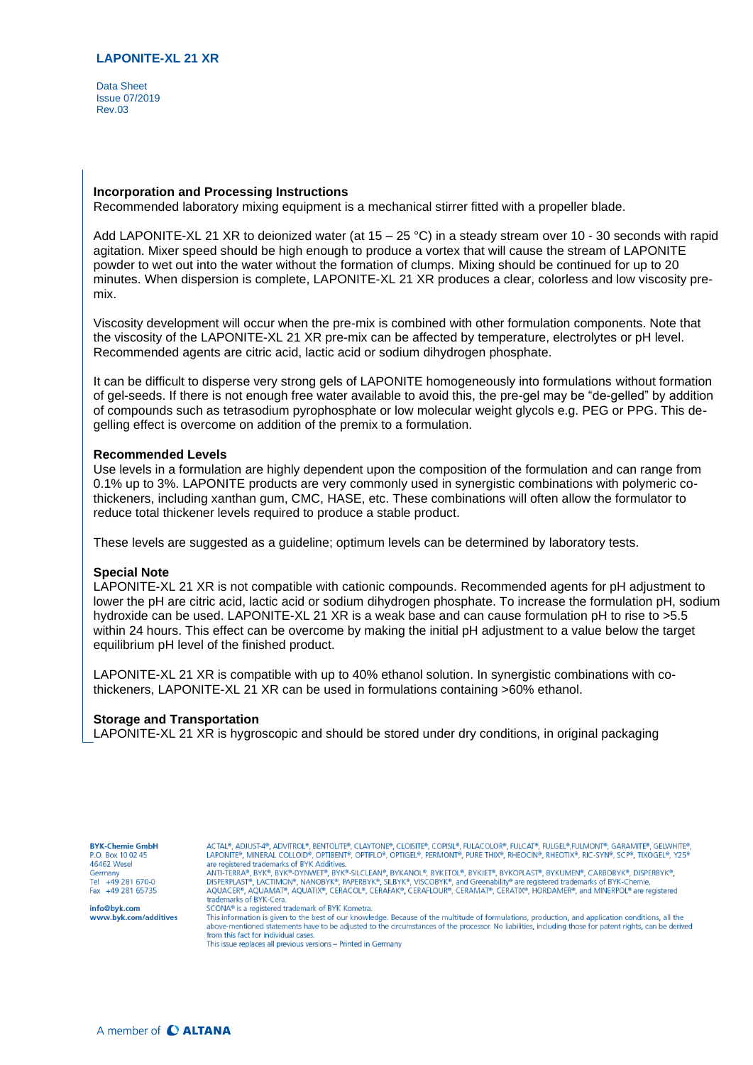# LAPONITE-XL 21 XR

Data Sheet
Issue 07/2019
Rev.03

### Incorporation and Processing Instructions

Recommended laboratory mixing equipment is a mechanical stirrer fitted with a propeller blade.

Add LAPONITE-XL 21 XR to deionized water (at 15 – 25 °C) in a steady stream over 10 - 30 seconds with rapid agitation. Mixer speed should be high enough to produce a vortex that will cause the stream of LAPONITE powder to wet out into the water without the formation of clumps. Mixing should be continued for up to 20 minutes. When dispersion is complete, LAPONITE-XL 21 XR produces a clear, colorless and low viscosity pre-mix.

Viscosity development will occur when the pre-mix is combined with other formulation components. Note that the viscosity of the LAPONITE-XL 21 XR pre-mix can be affected by temperature, electrolytes or pH level. Recommended agents are citric acid, lactic acid or sodium dihydrogen phosphate.

It can be difficult to disperse very strong gels of LAPONITE homogeneously into formulations without formation of gel-seeds. If there is not enough free water available to avoid this, the pre-gel may be "de-gelled" by addition of compounds such as tetrasodium pyrophosphate or low molecular weight glycols e.g. PEG or PPG. This de-gelling effect is overcome on addition of the premix to a formulation.

### Recommended Levels

Use levels in a formulation are highly dependent upon the composition of the formulation and can range from 0.1% up to 3%. LAPONITE products are very commonly used in synergistic combinations with polymeric co-thickeners, including xanthan gum, CMC, HASE, etc. These combinations will often allow the formulator to reduce total thickener levels required to produce a stable product.

These levels are suggested as a guideline; optimum levels can be determined by laboratory tests.

### Special Note

LAPONITE-XL 21 XR is not compatible with cationic compounds. Recommended agents for pH adjustment to lower the pH are citric acid, lactic acid or sodium dihydrogen phosphate. To increase the formulation pH, sodium hydroxide can be used. LAPONITE-XL 21 XR is a weak base and can cause formulation pH to rise to >5.5 within 24 hours. This effect can be overcome by making the initial pH adjustment to a value below the target equilibrium pH level of the finished product.

LAPONITE-XL 21 XR is compatible with up to 40% ethanol solution. In synergistic combinations with co-thickeners, LAPONITE-XL 21 XR can be used in formulations containing >60% ethanol.

### Storage and Transportation

LAPONITE-XL 21 XR is hygroscopic and should be stored under dry conditions, in original packaging

**BYK-Chemie GmbH**
P.O. Box 10 02 45
46462 Wesel
Germany
Tel +49 281 670-0
Fax +49 281 65735

**info@byk.com**
**www.byk.com/additives**

ACTAL®, ADJUST-4®, ADVITROL®, BENTOLITE®, CLAYTONE®, CLOISITE®, COPISIL®, FULACOLOR®, FULCAT®, FULGEL®,FULMONT®, GARAMITE®, GELWHITE®, LAPONITE®, MINERAL COLLOID®, OPTIBENT®, OPTIFLO®, OPTIGEL®, PERMONT®, PURE THIX®, RHEOCIN®, RHEOTIX®, RIC-SYN®, SCP®, TIXOGEL®, Y25® are registered trademarks of BYK Additives.
ANTI-TERRA®, BYK®, BYK®-DYNWET®, BYK®-SILCLEAN®, BYKANOL®, BYKETOL®, BYKJET®, BYKOPLAST®, BYKUMEN®, CARBOBYK®, DISPERBYK®, DISPERPLAST®, LACTIMON®, NANOBYK®, PAPERBYK®, SILBYK®, VISCOBYK®, and Greenability® are registered trademarks of BYK-Chemie.
AQUACER®, AQUAMAT®, AQUATIX®, CERACOL®, CERAFAK®, CERAFLOUR®, CERAMAT®, CERATIX®, HORDAMER®, and MINERPOL® are registered trademarks of BYK-Cera.
SCONA® is a registered trademark of BYK Kometra.
This information is given to the best of our knowledge. Because of the multitude of formulations, production, and application conditions, all the above-mentioned statements have to be adjusted to the circumstances of the processor. No liabilities, including those for patent rights, can be derived from this fact for individual cases.
This issue replaces all previous versions – Printed in Germany

A member of ALTANA